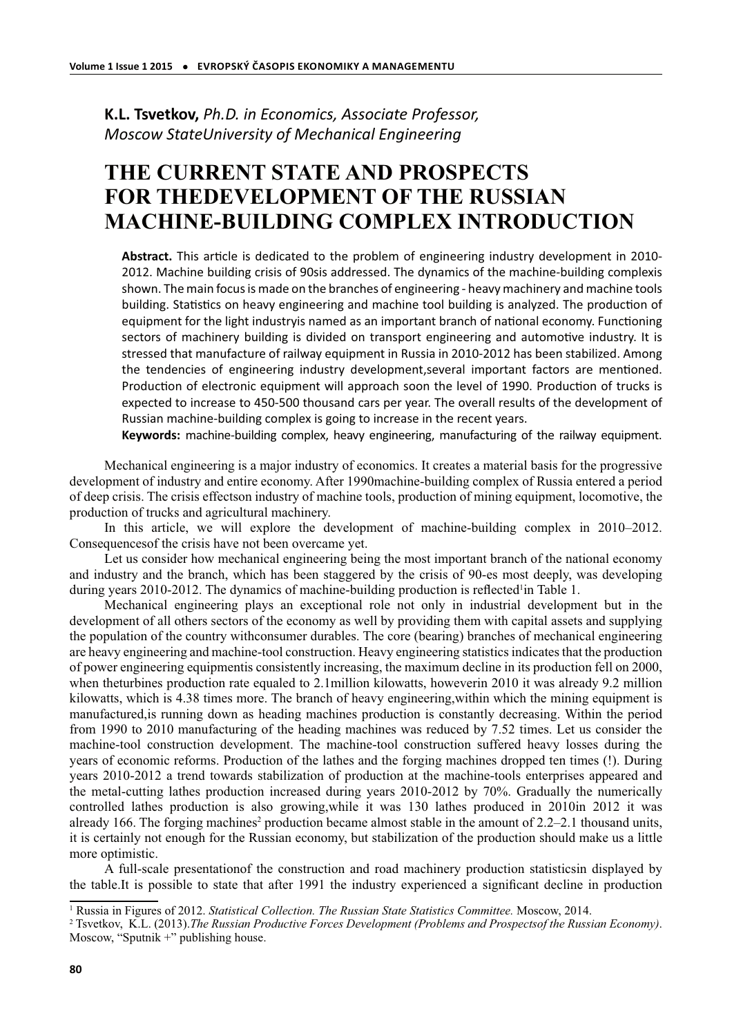**K.L. Tsvetkov,** *Ph.D. in Economics, Associate Professor, Moscow StateUniversity of Mechanical Engineering*

# THE CURRENT STATE AND PROSPECTS FOR THEDEVELOPMENT OF THE RUSSIAN MACHINE-BUILDING COMPLEX INTRODUCTION

**Abstract.** This article is dedicated to the problem of engineering industry development in 2010-2012. Machine building crisis of 90sis addressed. The dynamics of the machine-building complexis shown. The main focus is made on the branches of engineering - heavy machinery and machine tools building. Statistics on heavy engineering and machine tool building is analyzed. The production of equipment for the light industryis named as an important branch of national economy. Functioning sectors of machinery building is divided on transport engineering and automotive industry. It is stressed that manufacture of railway equipment in Russia in 2010-2012 has been stabilized. Among the tendencies of engineering industry development,several important factors are mentioned. Production of electronic equipment will approach soon the level of 1990. Production of trucks is expected to increase to 450-500 thousand cars per year. The overall results of the development of Russian machine-building complex is going to increase in the recent years.

**Keywords:** machine-building complex, heavy engineering, manufacturing of the railway equipment.

Mechanical engineering is a major industry of economics. It creates a material basis for the progressive development of industry and entire economy. After 1990machine-building complex of Russia entered a period of deep crisis. The crisis effectson industry of machine tools, production of mining equipment, locomotive, the production of trucks and agricultural machinery.

In this article, we will explore the development of machine-building complex in 2010–2012. Consequencesof the crisis have not been overcame yet.

Let us consider how mechanical engineering being the most important branch of the national economy and industry and the branch, which has been staggered by the crisis of 90-es most deeply, was developing during years 2010-2012. The dynamics of machine-building production is reflected[1]in Table 1.

Mechanical engineering plays an exceptional role not only in industrial development but in the development of all others sectors of the economy as well by providing them with capital assets and supplying the population of the country withconsumer durables. The core (bearing) branches of mechanical engineering are heavy engineering and machine-tool construction. Heavy engineering statistics indicates that the production of power engineering equipmentis consistently increasing, the maximum decline in its production fell on 2000, when theturbines production rate equaled to 2.1million kilowatts, howeverin 2010 it was already 9.2 million kilowatts, which is 4.38 times more. The branch of heavy engineering,within which the mining equipment is manufactured,is running down as heading machines production is constantly decreasing. Within the period from 1990 to 2010 manufacturing of the heading machines was reduced by 7.52 times. Let us consider the machine-tool construction development. The machine-tool construction suffered heavy losses during the years of economic reforms. Production of the lathes and the forging machines dropped ten times (!). During years 2010-2012 a trend towards stabilization of production at the machine-tools enterprises appeared and the metal-cutting lathes production increased during years 2010-2012 by 70%. Gradually the numerically controlled lathes production is also growing,while it was 130 lathes produced in 2010in 2012 it was already 166. The forging machines[2] production became almost stable in the amount of 2.2–2.1 thousand units, it is certainly not enough for the Russian economy, but stabilization of the production should make us a little more optimistic.

A full-scale presentationof the construction and road machinery production statisticsin displayed by the table.It is possible to state that after 1991 the industry experienced a significant decline in production

---

[1] Russia in Figures of 2012. *Statistical Collection. The Russian State Statistics Committee.* Moscow, 2014.

[2] Tsvetkov, K.L. (2013).*The Russian Productive Forces Development (Problems and Prospectsof the Russian Economy)*. Moscow, "Sputnik +" publishing house.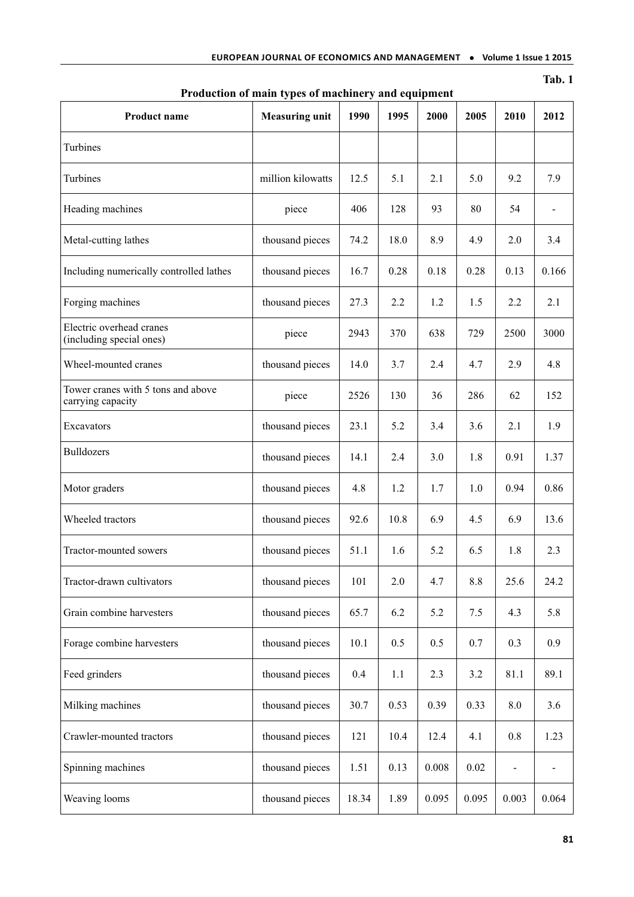Tab. 1

**Production of main types of machinery and equipment**

| Product name | Measuring unit | 1990 | 1995 | 2000 | 2005 | 2010 | 2012 |
|---|---|---|---|---|---|---|---|
| Turbines | | | | | | | |
| Turbines | million kilowatts | 12.5 | 5.1 | 2.1 | 5.0 | 9.2 | 7.9 |
| Heading machines | piece | 406 | 128 | 93 | 80 | 54 | - |
| Metal-cutting lathes | thousand pieces | 74.2 | 18.0 | 8.9 | 4.9 | 2.0 | 3.4 |
| Including numerically controlled lathes | thousand pieces | 16.7 | 0.28 | 0.18 | 0.28 | 0.13 | 0.166 |
| Forging machines | thousand pieces | 27.3 | 2.2 | 1.2 | 1.5 | 2.2 | 2.1 |
| Electric overhead cranes (including special ones) | piece | 2943 | 370 | 638 | 729 | 2500 | 3000 |
| Wheel-mounted cranes | thousand pieces | 14.0 | 3.7 | 2.4 | 4.7 | 2.9 | 4.8 |
| Tower cranes with 5 tons and above carrying capacity | piece | 2526 | 130 | 36 | 286 | 62 | 152 |
| Excavators | thousand pieces | 23.1 | 5.2 | 3.4 | 3.6 | 2.1 | 1.9 |
| Bulldozers | thousand pieces | 14.1 | 2.4 | 3.0 | 1.8 | 0.91 | 1.37 |
| Motor graders | thousand pieces | 4.8 | 1.2 | 1.7 | 1.0 | 0.94 | 0.86 |
| Wheeled tractors | thousand pieces | 92.6 | 10.8 | 6.9 | 4.5 | 6.9 | 13.6 |
| Tractor-mounted sowers | thousand pieces | 51.1 | 1.6 | 5.2 | 6.5 | 1.8 | 2.3 |
| Tractor-drawn cultivators | thousand pieces | 101 | 2.0 | 4.7 | 8.8 | 25.6 | 24.2 |
| Grain combine harvesters | thousand pieces | 65.7 | 6.2 | 5.2 | 7.5 | 4.3 | 5.8 |
| Forage combine harvesters | thousand pieces | 10.1 | 0.5 | 0.5 | 0.7 | 0.3 | 0.9 |
| Feed grinders | thousand pieces | 0.4 | 1.1 | 2.3 | 3.2 | 81.1 | 89.1 |
| Milking machines | thousand pieces | 30.7 | 0.53 | 0.39 | 0.33 | 8.0 | 3.6 |
| Crawler-mounted tractors | thousand pieces | 121 | 10.4 | 12.4 | 4.1 | 0.8 | 1.23 |
| Spinning machines | thousand pieces | 1.51 | 0.13 | 0.008 | 0.02 | - | - |
| Weaving looms | thousand pieces | 18.34 | 1.89 | 0.095 | 0.095 | 0.003 | 0.064 |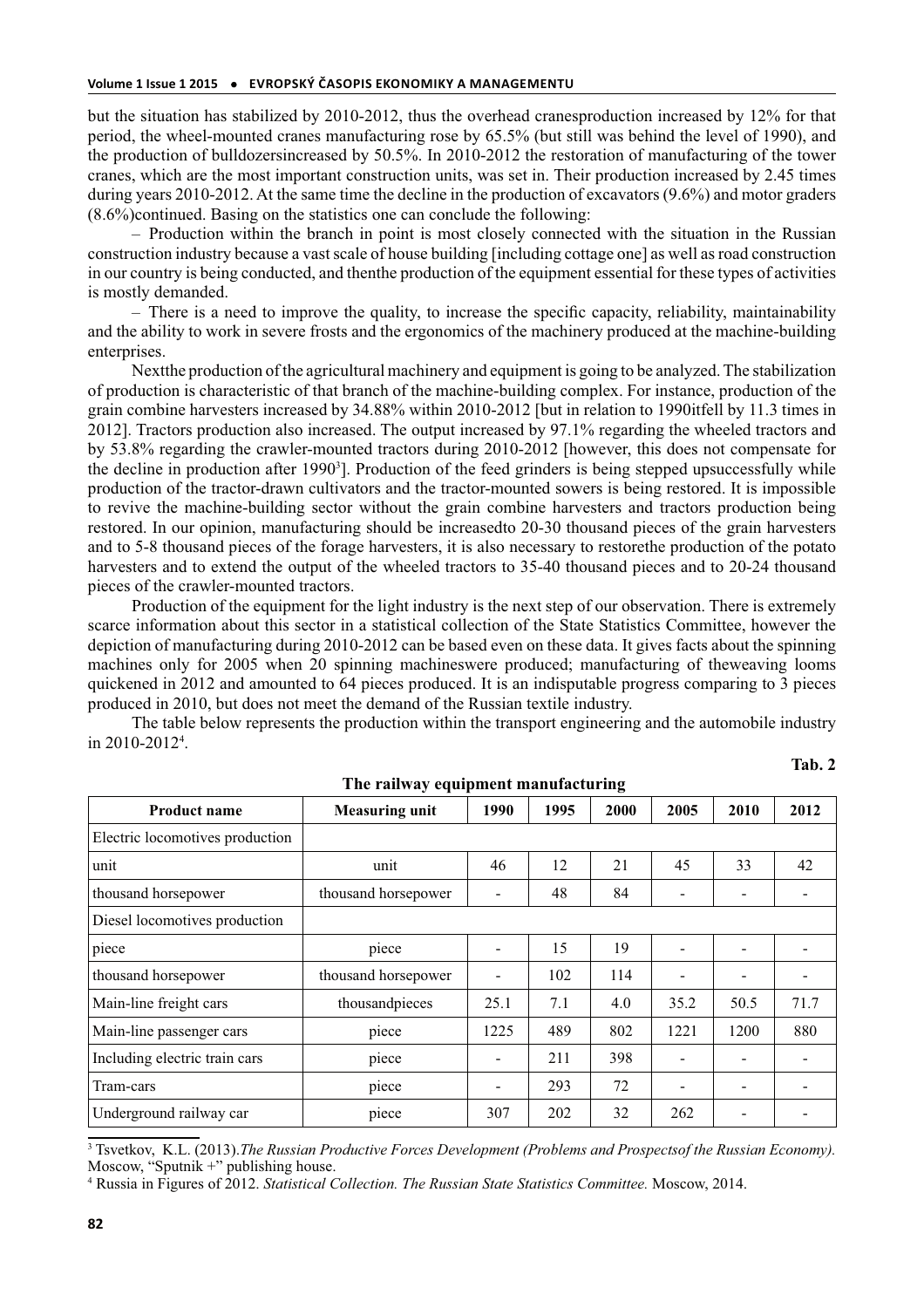but the situation has stabilized by 2010-2012, thus the overhead cranesproduction increased by 12% for that period, the wheel-mounted cranes manufacturing rose by 65.5% (but still was behind the level of 1990), and the production of bulldozersincreased by 50.5%. In 2010-2012 the restoration of manufacturing of the tower cranes, which are the most important construction units, was set in. Their production increased by 2.45 times during years 2010-2012. At the same time the decline in the production of excavators (9.6%) and motor graders (8.6%)continued. Basing on the statistics one can conclude the following:

– Production within the branch in point is most closely connected with the situation in the Russian construction industry because a vast scale of house building [including cottage one] as well as road construction in our country is being conducted, and thenthe production of the equipment essential for these types of activities is mostly demanded.

– There is a need to improve the quality, to increase the specific capacity, reliability, maintainability and the ability to work in severe frosts and the ergonomics of the machinery produced at the machine-building enterprises.

Nextthe production of the agricultural machinery and equipment is going to be analyzed. The stabilization of production is characteristic of that branch of the machine-building complex. For instance, production of the grain combine harvesters increased by 34.88% within 2010-2012 [but in relation to 1990itfell by 11.3 times in 2012]. Tractors production also increased. The output increased by 97.1% regarding the wheeled tractors and by 53.8% regarding the crawler-mounted tractors during 2010-2012 [however, this does not compensate for the decline in production after 1990[3]]. Production of the feed grinders is being stepped upsuccessfully while production of the tractor-drawn cultivators and the tractor-mounted sowers is being restored. It is impossible to revive the machine-building sector without the grain combine harvesters and tractors production being restored. In our opinion, manufacturing should be increasedto 20-30 thousand pieces of the grain harvesters and to 5-8 thousand pieces of the forage harvesters, it is also necessary to restorethe production of the potato harvesters and to extend the output of the wheeled tractors to 35-40 thousand pieces and to 20-24 thousand pieces of the crawler-mounted tractors.

Production of the equipment for the light industry is the next step of our observation. There is extremely scarce information about this sector in a statistical collection of the State Statistics Committee, however the depiction of manufacturing during 2010-2012 can be based even on these data. It gives facts about the spinning machines only for 2005 when 20 spinning machineswere produced; manufacturing of theweaving looms quickened in 2012 and amounted to 64 pieces produced. It is an indisputable progress comparing to 3 pieces produced in 2010, but does not meet the demand of the Russian textile industry.

The table below represents the production within the transport engineering and the automobile industry in 2010-2012[4].

**Tab. 2**

**The railway equipment manufacturing**

| Product name | Measuring unit | 1990 | 1995 | 2000 | 2005 | 2010 | 2012 |
|---|---|---|---|---|---|---|---|
| Electric locomotives production | | | | | | | |
| unit | unit | 46 | 12 | 21 | 45 | 33 | 42 |
| thousand horsepower | thousand horsepower | - | 48 | 84 | - | - | - |
| Diesel locomotives production | | | | | | | |
| piece | piece | - | 15 | 19 | - | - | - |
| thousand horsepower | thousand horsepower | - | 102 | 114 | - | - | - |
| Main-line freight cars | thousandpieces | 25.1 | 7.1 | 4.0 | 35.2 | 50.5 | 71.7 |
| Main-line passenger cars | piece | 1225 | 489 | 802 | 1221 | 1200 | 880 |
| Including electric train cars | piece | - | 211 | 398 | - | - | - |
| Tram-cars | piece | - | 293 | 72 | - | - | - |
| Underground railway car | piece | 307 | 202 | 32 | 262 | - | - |

[3] Tsvetkov, K.L. (2013).*The Russian Productive Forces Development (Problems and Prospectsof the Russian Economy).* Moscow, "Sputnik +" publishing house.

[4] Russia in Figures of 2012. *Statistical Collection. The Russian State Statistics Committee.* Moscow, 2014.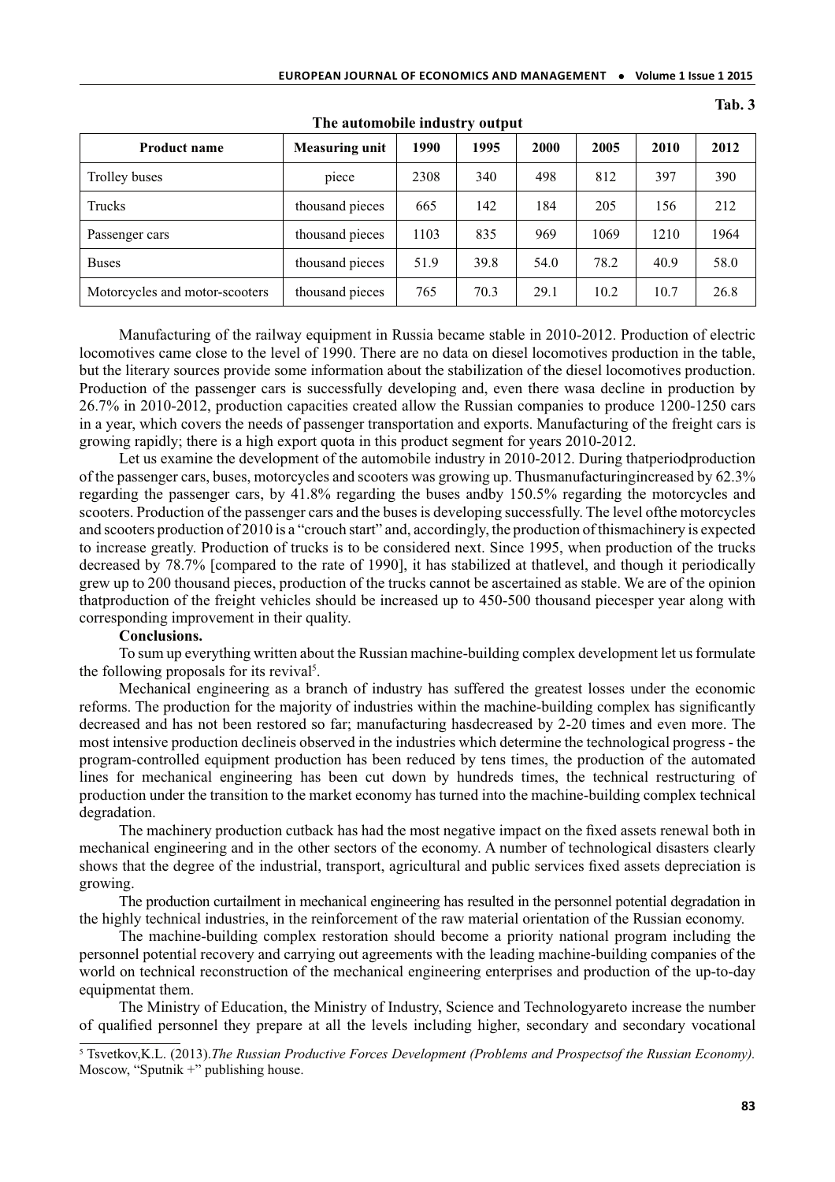Tab. 3

**The automobile industry output**

| Product name | Measuring unit | 1990 | 1995 | 2000 | 2005 | 2010 | 2012 |
|---|---|---|---|---|---|---|---|
| Trolley buses | piece | 2308 | 340 | 498 | 812 | 397 | 390 |
| Trucks | thousand pieces | 665 | 142 | 184 | 205 | 156 | 212 |
| Passenger cars | thousand pieces | 1103 | 835 | 969 | 1069 | 1210 | 1964 |
| Buses | thousand pieces | 51.9 | 39.8 | 54.0 | 78.2 | 40.9 | 58.0 |
| Motorcycles and motor-scooters | thousand pieces | 765 | 70.3 | 29.1 | 10.2 | 10.7 | 26.8 |

Manufacturing of the railway equipment in Russia became stable in 2010-2012. Production of electric locomotives came close to the level of 1990. There are no data on diesel locomotives production in the table, but the literary sources provide some information about the stabilization of the diesel locomotives production. Production of the passenger cars is successfully developing and, even there wasa decline in production by 26.7% in 2010-2012, production capacities created allow the Russian companies to produce 1200-1250 cars in a year, which covers the needs of passenger transportation and exports. Manufacturing of the freight cars is growing rapidly; there is a high export quota in this product segment for years 2010-2012.

Let us examine the development of the automobile industry in 2010-2012. During thatperiodproduction of the passenger cars, buses, motorcycles and scooters was growing up. Thusmanufacturingincreased by 62.3% regarding the passenger cars, by 41.8% regarding the buses andby 150.5% regarding the motorcycles and scooters. Production of the passenger cars and the buses is developing successfully. The level ofthe motorcycles and scooters production of 2010 is a "crouch start" and, accordingly, the production of thismachinery is expected to increase greatly. Production of trucks is to be considered next. Since 1995, when production of the trucks decreased by 78.7% [compared to the rate of 1990], it has stabilized at thatlevel, and though it periodically grew up to 200 thousand pieces, production of the trucks cannot be ascertained as stable. We are of the opinion thatproduction of the freight vehicles should be increased up to 450-500 thousand piecesper year along with corresponding improvement in their quality.

**Conclusions.**

To sum up everything written about the Russian machine-building complex development let us formulate the following proposals for its revival[5].

Mechanical engineering as a branch of industry has suffered the greatest losses under the economic reforms. The production for the majority of industries within the machine-building complex has significantly decreased and has not been restored so far; manufacturing hasdecreased by 2-20 times and even more. The most intensive production declineis observed in the industries which determine the technological progress - the program-controlled equipment production has been reduced by tens times, the production of the automated lines for mechanical engineering has been cut down by hundreds times, the technical restructuring of production under the transition to the market economy has turned into the machine-building complex technical degradation.

The machinery production cutback has had the most negative impact on the fixed assets renewal both in mechanical engineering and in the other sectors of the economy. A number of technological disasters clearly shows that the degree of the industrial, transport, agricultural and public services fixed assets depreciation is growing.

The production curtailment in mechanical engineering has resulted in the personnel potential degradation in the highly technical industries, in the reinforcement of the raw material orientation of the Russian economy.

The machine-building complex restoration should become a priority national program including the personnel potential recovery and carrying out agreements with the leading machine-building companies of the world on technical reconstruction of the mechanical engineering enterprises and production of the up-to-day equipmentat them.

The Ministry of Education, the Ministry of Industry, Science and Technologyareto increase the number of qualified personnel they prepare at all the levels including higher, secondary and secondary vocational

[5] Tsvetkov,K.L. (2013).*The Russian Productive Forces Development (Problems and Prospectsof the Russian Economy).* Moscow, "Sputnik +" publishing house.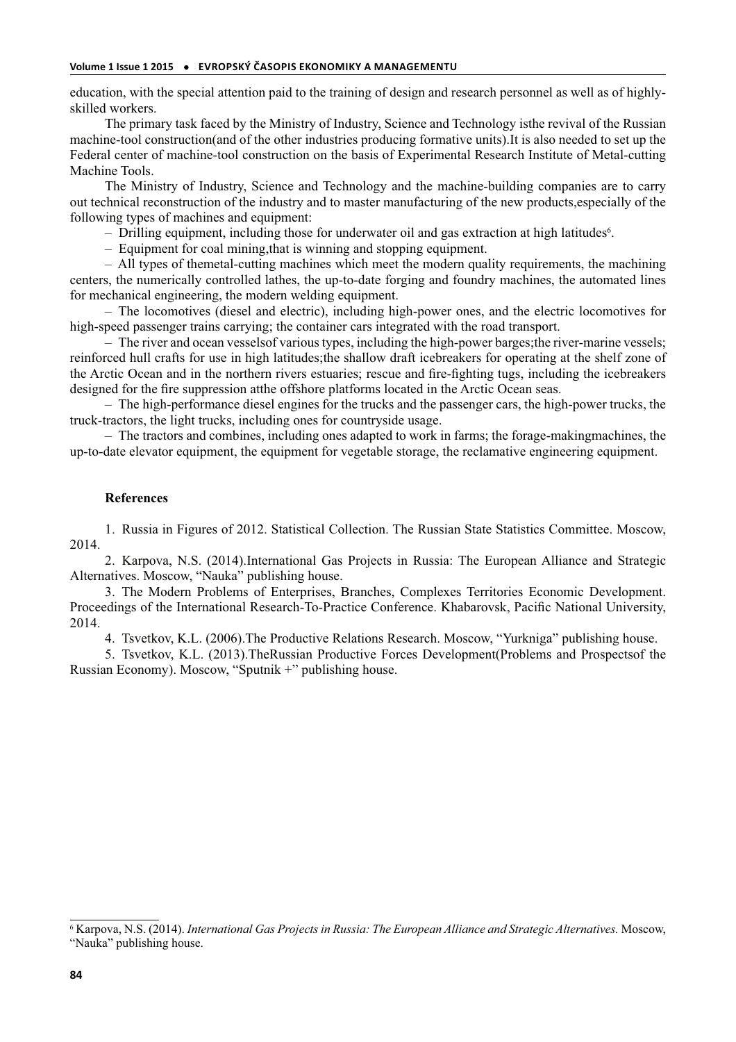education, with the special attention paid to the training of design and research personnel as well as of highly-skilled workers.

The primary task faced by the Ministry of Industry, Science and Technology isthe revival of the Russian machine-tool construction(and of the other industries producing formative units).It is also needed to set up the Federal center of machine-tool construction on the basis of Experimental Research Institute of Metal-cutting Machine Tools.

The Ministry of Industry, Science and Technology and the machine-building companies are to carry out technical reconstruction of the industry and to master manufacturing of the new products,especially of the following types of machines and equipment:

– Drilling equipment, including those for underwater oil and gas extraction at high latitudes[6].

– Equipment for coal mining,that is winning and stopping equipment.

– All types of themetal-cutting machines which meet the modern quality requirements, the machining centers, the numerically controlled lathes, the up-to-date forging and foundry machines, the automated lines for mechanical engineering, the modern welding equipment.

– The locomotives (diesel and electric), including high-power ones, and the electric locomotives for high-speed passenger trains carrying; the container cars integrated with the road transport.

– The river and ocean vesselsof various types, including the high-power barges;the river-marine vessels; reinforced hull crafts for use in high latitudes;the shallow draft icebreakers for operating at the shelf zone of the Arctic Ocean and in the northern rivers estuaries; rescue and fire-fighting tugs, including the icebreakers designed for the fire suppression atthe offshore platforms located in the Arctic Ocean seas.

– The high-performance diesel engines for the trucks and the passenger cars, the high-power trucks, the truck-tractors, the light trucks, including ones for countryside usage.

– The tractors and combines, including ones adapted to work in farms; the forage-makingmachines, the up-to-date elevator equipment, the equipment for vegetable storage, the reclamative engineering equipment.

**References**

1. Russia in Figures of 2012. Statistical Collection. The Russian State Statistics Committee. Moscow, 2014.

2. Karpova, N.S. (2014).International Gas Projects in Russia: The European Alliance and Strategic Alternatives. Moscow, "Nauka" publishing house.

3. The Modern Problems of Enterprises, Branches, Complexes Territories Economic Development. Proceedings of the International Research-To-Practice Conference. Khabarovsk, Pacific National University, 2014.

4. Tsvetkov, K.L. (2006).The Productive Relations Research. Moscow, "Yurkniga" publishing house.

5. Tsvetkov, K.L. (2013).TheRussian Productive Forces Development(Problems and Prospectsof the Russian Economy). Moscow, "Sputnik +" publishing house.

---

[6] Karpova, N.S. (2014). *International Gas Projects in Russia: The European Alliance and Strategic Alternatives.* Moscow, "Nauka" publishing house.